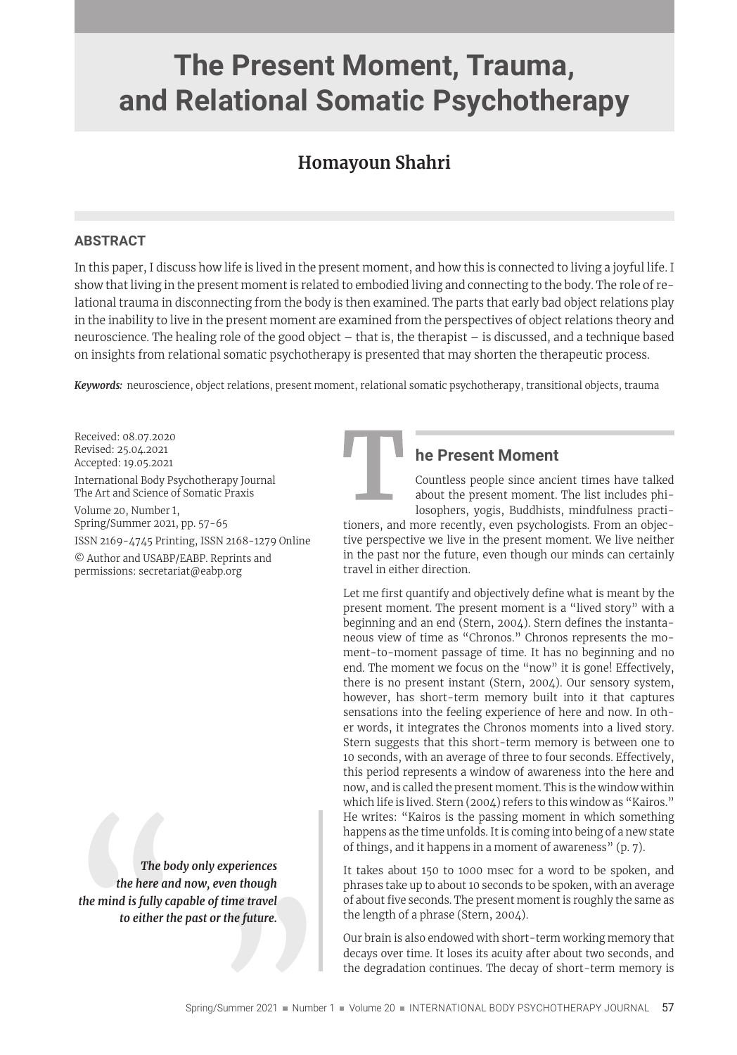# The Present Moment, Trauma, and Relational Somatic Psychotherapy

**Homayoun Shahri**

## ABSTRACT

In this paper, I discuss how life is lived in the present moment, and how this is connected to living a joyful life. I show that living in the present moment is related to embodied living and connecting to the body. The role of relational trauma in disconnecting from the body is then examined. The parts that early bad object relations play in the inability to live in the present moment are examined from the perspectives of object relations theory and neuroscience. The healing role of the good object – that is, the therapist – is discussed, and a technique based on insights from relational somatic psychotherapy is presented that may shorten the therapeutic process.

***Keywords:*** neuroscience, object relations, present moment, relational somatic psychotherapy, transitional objects, trauma

Received: 08.07.2020
Revised: 25.04.2021
Accepted: 19.05.2021

International Body Psychotherapy Journal
The Art and Science of Somatic Praxis

Volume 20, Number 1,
Spring/Summer 2021, pp. 57-65

ISSN 2169-4745 Printing, ISSN 2168-1279 Online

© Author and USABP/EABP. Reprints and permissions: secretariat@eabp.org

> ***The body only experiences the here and now, even though the mind is fully capable of time travel to either the past or the future.***

## The Present Moment

Countless people since ancient times have talked about the present moment. The list includes philosophers, yogis, Buddhists, mindfulness practitioners, and more recently, even psychologists. From an objective perspective we live in the present moment. We live neither in the past nor the future, even though our minds can certainly travel in either direction.

Let me first quantify and objectively define what is meant by the present moment. The present moment is a "lived story" with a beginning and an end (Stern, 2004). Stern defines the instantaneous view of time as "Chronos." Chronos represents the moment-to-moment passage of time. It has no beginning and no end. The moment we focus on the "now" it is gone! Effectively, there is no present instant (Stern, 2004). Our sensory system, however, has short-term memory built into it that captures sensations into the feeling experience of here and now. In other words, it integrates the Chronos moments into a lived story. Stern suggests that this short-term memory is between one to 10 seconds, with an average of three to four seconds. Effectively, this period represents a window of awareness into the here and now, and is called the present moment. This is the window within which life is lived. Stern (2004) refers to this window as "Kairos." He writes: "Kairos is the passing moment in which something happens as the time unfolds. It is coming into being of a new state of things, and it happens in a moment of awareness" (p. 7).

It takes about 150 to 1000 msec for a word to be spoken, and phrases take up to about 10 seconds to be spoken, with an average of about five seconds. The present moment is roughly the same as the length of a phrase (Stern, 2004).

Our brain is also endowed with short-term working memory that decays over time. It loses its acuity after about two seconds, and the degradation continues. The decay of short-term memory is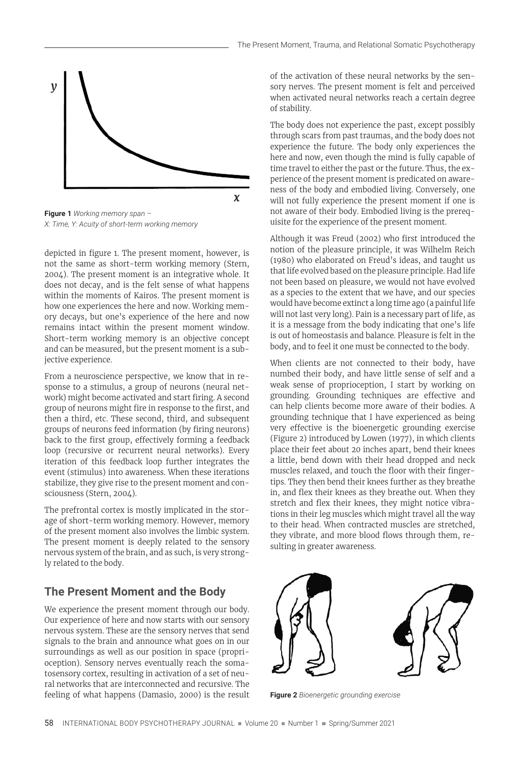**Figure 1** *Working memory span – X: Time, Y: Acuity of short-term working memory*

depicted in figure 1. The present moment, however, is not the same as short-term working memory (Stern, 2004). The present moment is an integrative whole. It does not decay, and is the felt sense of what happens within the moments of Kairos. The present moment is how one experiences the here and now. Working memory decays, but one's experience of the here and now remains intact within the present moment window. Short-term working memory is an objective concept and can be measured, but the present moment is a subjective experience.

From a neuroscience perspective, we know that in response to a stimulus, a group of neurons (neural network) might become activated and start firing. A second group of neurons might fire in response to the first, and then a third, etc. These second, third, and subsequent groups of neurons feed information (by firing neurons) back to the first group, effectively forming a feedback loop (recursive or recurrent neural networks). Every iteration of this feedback loop further integrates the event (stimulus) into awareness. When these iterations stabilize, they give rise to the present moment and consciousness (Stern, 2004).

The prefrontal cortex is mostly implicated in the storage of short-term working memory. However, memory of the present moment also involves the limbic system. The present moment is deeply related to the sensory nervous system of the brain, and as such, is very strongly related to the body.

## The Present Moment and the Body

We experience the present moment through our body. Our experience of here and now starts with our sensory nervous system. These are the sensory nerves that send signals to the brain and announce what goes on in our surroundings as well as our position in space (proprioception). Sensory nerves eventually reach the somatosensory cortex, resulting in activation of a set of neural networks that are interconnected and recursive. The feeling of what happens (Damasio, 2000) is the result of the activation of these neural networks by the sensory nerves. The present moment is felt and perceived when activated neural networks reach a certain degree of stability.

The body does not experience the past, except possibly through scars from past traumas, and the body does not experience the future. The body only experiences the here and now, even though the mind is fully capable of time travel to either the past or the future. Thus, the experience of the present moment is predicated on awareness of the body and embodied living. Conversely, one will not fully experience the present moment if one is not aware of their body. Embodied living is the prerequisite for the experience of the present moment.

Although it was Freud (2002) who first introduced the notion of the pleasure principle, it was Wilhelm Reich (1980) who elaborated on Freud's ideas, and taught us that life evolved based on the pleasure principle. Had life not been based on pleasure, we would not have evolved as a species to the extent that we have, and our species would have become extinct a long time ago (a painful life will not last very long). Pain is a necessary part of life, as it is a message from the body indicating that one's life is out of homeostasis and balance. Pleasure is felt in the body, and to feel it one must be connected to the body.

When clients are not connected to their body, have numbed their body, and have little sense of self and a weak sense of proprioception, I start by working on grounding. Grounding techniques are effective and can help clients become more aware of their bodies. A grounding technique that I have experienced as being very effective is the bioenergetic grounding exercise (Figure 2) introduced by Lowen (1977), in which clients place their feet about 20 inches apart, bend their knees a little, bend down with their head dropped and neck muscles relaxed, and touch the floor with their fingertips. They then bend their knees further as they breathe in, and flex their knees as they breathe out. When they stretch and flex their knees, they might notice vibrations in their leg muscles which might travel all the way to their head. When contracted muscles are stretched, they vibrate, and more blood flows through them, resulting in greater awareness.

**Figure 2** *Bioenergetic grounding exercise*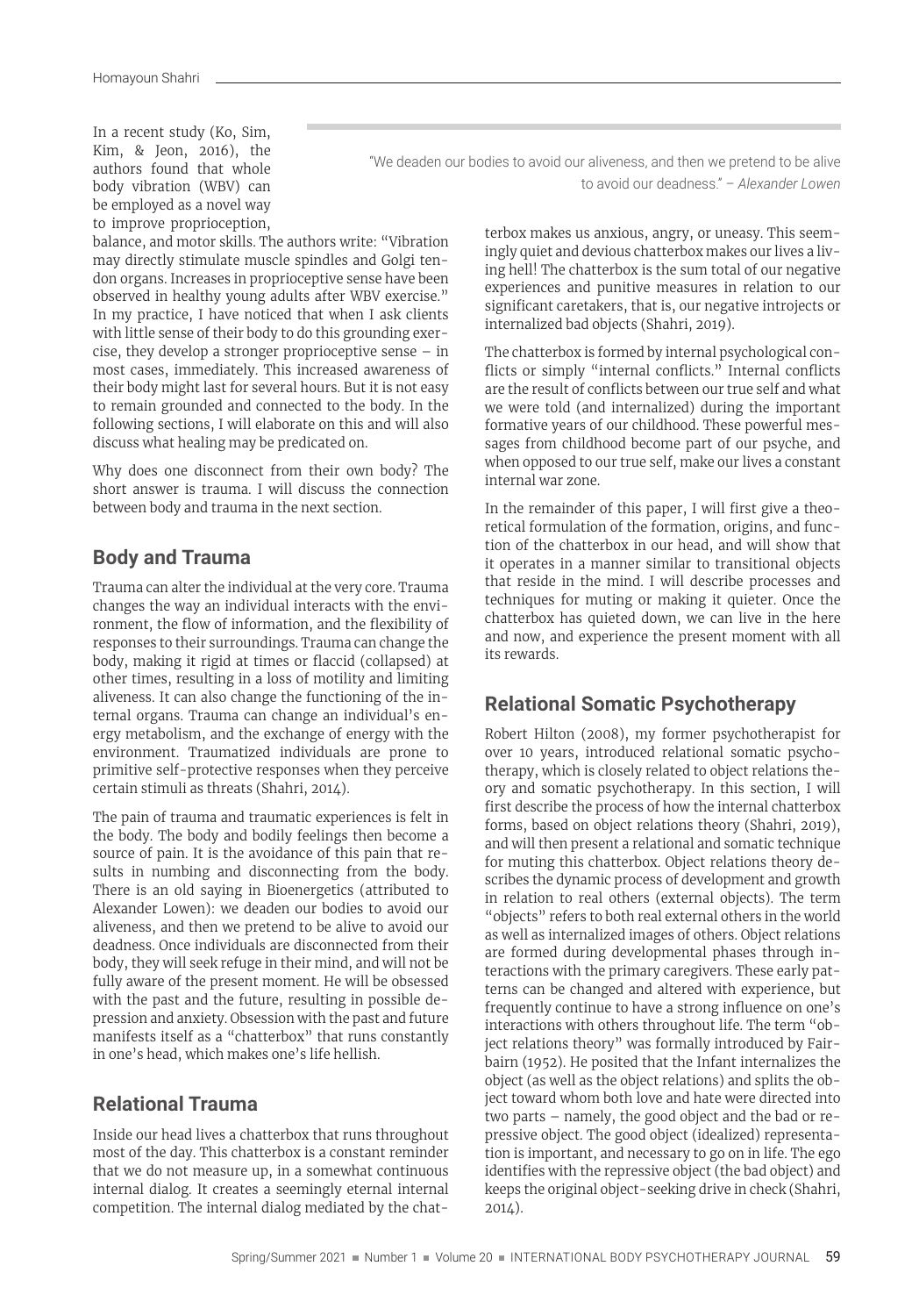> "We deaden our bodies to avoid our aliveness, and then we pretend to be alive to avoid our deadness." – *Alexander Lowen*

In a recent study (Ko, Sim, Kim, & Jeon, 2016), the authors found that whole body vibration (WBV) can be employed as a novel way to improve proprioception, balance, and motor skills. The authors write: "Vibration may directly stimulate muscle spindles and Golgi tendon organs. Increases in proprioceptive sense have been observed in healthy young adults after WBV exercise." In my practice, I have noticed that when I ask clients with little sense of their body to do this grounding exercise, they develop a stronger proprioceptive sense – in most cases, immediately. This increased awareness of their body might last for several hours. But it is not easy to remain grounded and connected to the body. In the following sections, I will elaborate on this and will also discuss what healing may be predicated on.

Why does one disconnect from their own body? The short answer is trauma. I will discuss the connection between body and trauma in the next section.

## Body and Trauma

Trauma can alter the individual at the very core. Trauma changes the way an individual interacts with the environment, the flow of information, and the flexibility of responses to their surroundings. Trauma can change the body, making it rigid at times or flaccid (collapsed) at other times, resulting in a loss of motility and limiting aliveness. It can also change the functioning of the internal organs. Trauma can change an individual's energy metabolism, and the exchange of energy with the environment. Traumatized individuals are prone to primitive self-protective responses when they perceive certain stimuli as threats (Shahri, 2014).

The pain of trauma and traumatic experiences is felt in the body. The body and bodily feelings then become a source of pain. It is the avoidance of this pain that results in numbing and disconnecting from the body. There is an old saying in Bioenergetics (attributed to Alexander Lowen): we deaden our bodies to avoid our aliveness, and then we pretend to be alive to avoid our deadness. Once individuals are disconnected from their body, they will seek refuge in their mind, and will not be fully aware of the present moment. He will be obsessed with the past and the future, resulting in possible depression and anxiety. Obsession with the past and future manifests itself as a "chatterbox" that runs constantly in one's head, which makes one's life hellish.

## Relational Trauma

Inside our head lives a chatterbox that runs throughout most of the day. This chatterbox is a constant reminder that we do not measure up, in a somewhat continuous internal dialog. It creates a seemingly eternal internal competition. The internal dialog mediated by the chatterbox makes us anxious, angry, or uneasy. This seemingly quiet and devious chatterbox makes our lives a living hell! The chatterbox is the sum total of our negative experiences and punitive measures in relation to our significant caretakers, that is, our negative introjects or internalized bad objects (Shahri, 2019).

The chatterbox is formed by internal psychological conflicts or simply "internal conflicts." Internal conflicts are the result of conflicts between our true self and what we were told (and internalized) during the important formative years of our childhood. These powerful messages from childhood become part of our psyche, and when opposed to our true self, make our lives a constant internal war zone.

In the remainder of this paper, I will first give a theoretical formulation of the formation, origins, and function of the chatterbox in our head, and will show that it operates in a manner similar to transitional objects that reside in the mind. I will describe processes and techniques for muting or making it quieter. Once the chatterbox has quieted down, we can live in the here and now, and experience the present moment with all its rewards.

## Relational Somatic Psychotherapy

Robert Hilton (2008), my former psychotherapist for over 10 years, introduced relational somatic psychotherapy, which is closely related to object relations theory and somatic psychotherapy. In this section, I will first describe the process of how the internal chatterbox forms, based on object relations theory (Shahri, 2019), and will then present a relational and somatic technique for muting this chatterbox. Object relations theory describes the dynamic process of development and growth in relation to real others (external objects). The term "objects" refers to both real external others in the world as well as internalized images of others. Object relations are formed during developmental phases through interactions with the primary caregivers. These early patterns can be changed and altered with experience, but frequently continue to have a strong influence on one's interactions with others throughout life. The term "object relations theory" was formally introduced by Fairbairn (1952). He posited that the Infant internalizes the object (as well as the object relations) and splits the object toward whom both love and hate were directed into two parts – namely, the good object and the bad or repressive object. The good object (idealized) representation is important, and necessary to go on in life. The ego identifies with the repressive object (the bad object) and keeps the original object-seeking drive in check (Shahri, 2014).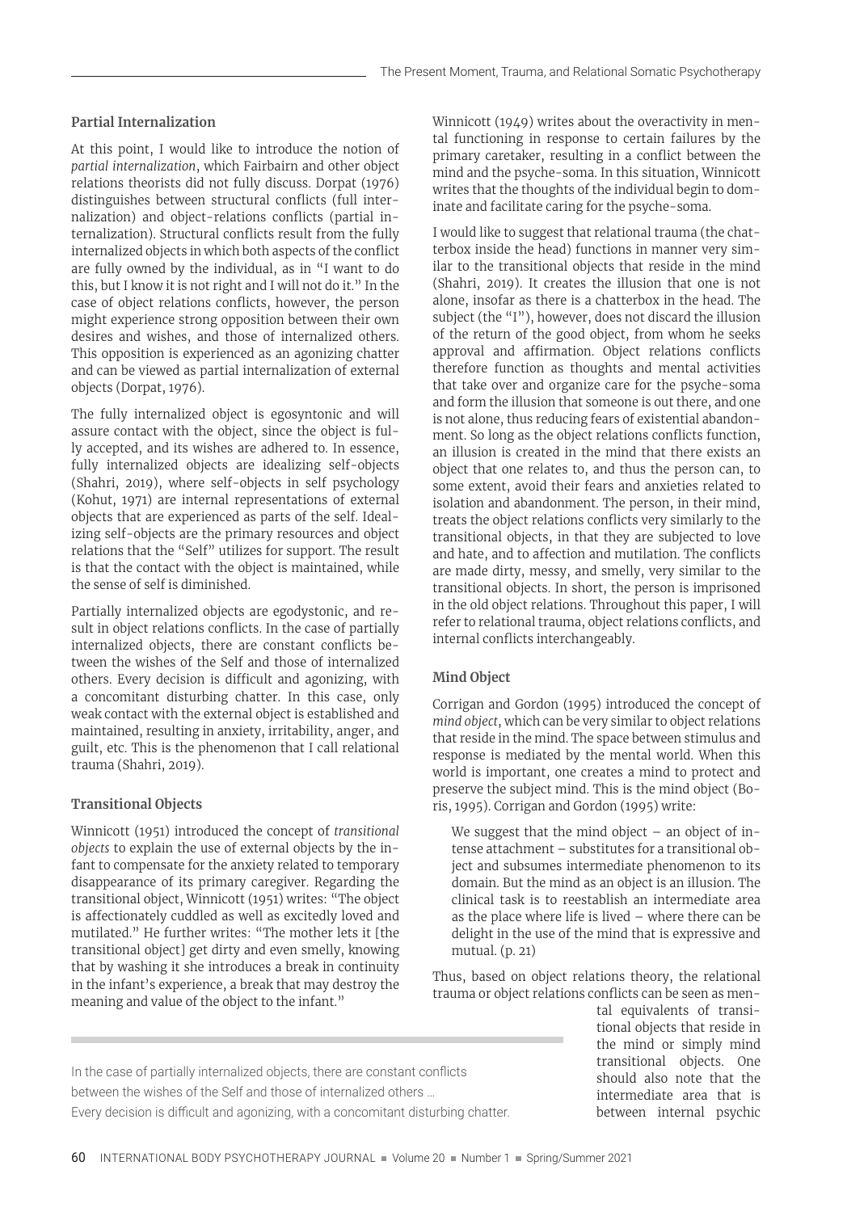### Partial Internalization

At this point, I would like to introduce the notion of *partial internalization*, which Fairbairn and other object relations theorists did not fully discuss. Dorpat (1976) distinguishes between structural conflicts (full internalization) and object-relations conflicts (partial internalization). Structural conflicts result from the fully internalized objects in which both aspects of the conflict are fully owned by the individual, as in "I want to do this, but I know it is not right and I will not do it." In the case of object relations conflicts, however, the person might experience strong opposition between their own desires and wishes, and those of internalized others. This opposition is experienced as an agonizing chatter and can be viewed as partial internalization of external objects (Dorpat, 1976).

The fully internalized object is egosyntonic and will assure contact with the object, since the object is fully accepted, and its wishes are adhered to. In essence, fully internalized objects are idealizing self-objects (Shahri, 2019), where self-objects in self psychology (Kohut, 1971) are internal representations of external objects that are experienced as parts of the self. Idealizing self-objects are the primary resources and object relations that the "Self" utilizes for support. The result is that the contact with the object is maintained, while the sense of self is diminished.

Partially internalized objects are egodystonic, and result in object relations conflicts. In the case of partially internalized objects, there are constant conflicts between the wishes of the Self and those of internalized others. Every decision is difficult and agonizing, with a concomitant disturbing chatter. In this case, only weak contact with the external object is established and maintained, resulting in anxiety, irritability, anger, and guilt, etc. This is the phenomenon that I call relational trauma (Shahri, 2019).

### Transitional Objects

Winnicott (1951) introduced the concept of *transitional objects* to explain the use of external objects by the infant to compensate for the anxiety related to temporary disappearance of its primary caregiver. Regarding the transitional object, Winnicott (1951) writes: "The object is affectionately cuddled as well as excitedly loved and mutilated." He further writes: "The mother lets it [the transitional object] get dirty and even smelly, knowing that by washing it she introduces a break in continuity in the infant's experience, a break that may destroy the meaning and value of the object to the infant."

Winnicott (1949) writes about the overactivity in mental functioning in response to certain failures by the primary caretaker, resulting in a conflict between the mind and the psyche-soma. In this situation, Winnicott writes that the thoughts of the individual begin to dominate and facilitate caring for the psyche-soma.

I would like to suggest that relational trauma (the chatterbox inside the head) functions in manner very similar to the transitional objects that reside in the mind (Shahri, 2019). It creates the illusion that one is not alone, insofar as there is a chatterbox in the head. The subject (the "I"), however, does not discard the illusion of the return of the good object, from whom he seeks approval and affirmation. Object relations conflicts therefore function as thoughts and mental activities that take over and organize care for the psyche-soma and form the illusion that someone is out there, and one is not alone, thus reducing fears of existential abandonment. So long as the object relations conflicts function, an illusion is created in the mind that there exists an object that one relates to, and thus the person can, to some extent, avoid their fears and anxieties related to isolation and abandonment. The person, in their mind, treats the object relations conflicts very similarly to the transitional objects, in that they are subjected to love and hate, and to affection and mutilation. The conflicts are made dirty, messy, and smelly, very similar to the transitional objects. In short, the person is imprisoned in the old object relations. Throughout this paper, I will refer to relational trauma, object relations conflicts, and internal conflicts interchangeably.

### Mind Object

Corrigan and Gordon (1995) introduced the concept of *mind object*, which can be very similar to object relations that reside in the mind. The space between stimulus and response is mediated by the mental world. When this world is important, one creates a mind to protect and preserve the subject mind. This is the mind object (Boris, 1995). Corrigan and Gordon (1995) write:

> We suggest that the mind object – an object of intense attachment – substitutes for a transitional object and subsumes intermediate phenomenon to its domain. But the mind as an object is an illusion. The clinical task is to reestablish an intermediate area as the place where life is lived – where there can be delight in the use of the mind that is expressive and mutual. (p. 21)

Thus, based on object relations theory, the relational trauma or object relations conflicts can be seen as mental equivalents of transitional objects that reside in the mind or simply mind transitional objects. One should also note that the intermediate area that is between internal psychic

> In the case of partially internalized objects, there are constant conflicts between the wishes of the Self and those of internalized others … Every decision is difficult and agonizing, with a concomitant disturbing chatter.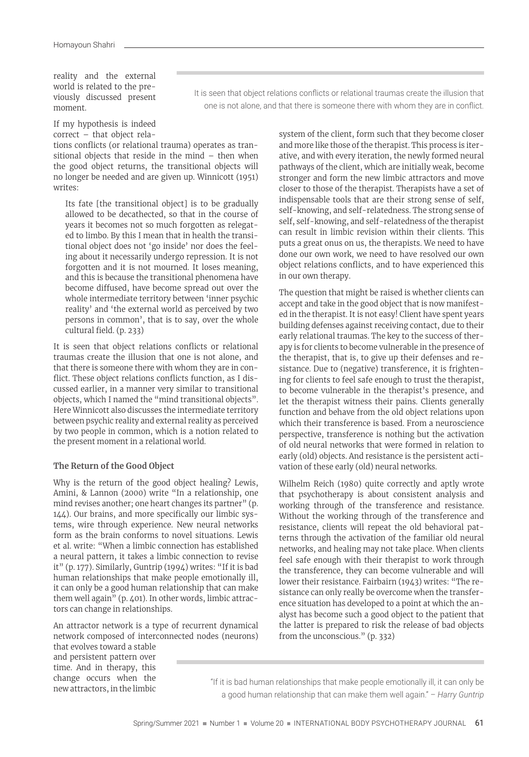reality and the external world is related to the previously discussed present moment.

If my hypothesis is indeed correct – that object relations conflicts (or relational trauma) operates as transitional objects that reside in the mind – then when the good object returns, the transitional objects will no longer be needed and are given up. Winnicott (1951) writes:

> Its fate [the transitional object] is to be gradually allowed to be decathected, so that in the course of years it becomes not so much forgotten as relegated to limbo. By this I mean that in health the transitional object does not 'go inside' nor does the feeling about it necessarily undergo repression. It is not forgotten and it is not mourned. It loses meaning, and this is because the transitional phenomena have become diffused, have become spread out over the whole intermediate territory between 'inner psychic reality' and 'the external world as perceived by two persons in common', that is to say, over the whole cultural field. (p. 233)

It is seen that object relations conflicts or relational traumas create the illusion that one is not alone, and that there is someone there with whom they are in conflict. These object relations conflicts function, as I discussed earlier, in a manner very similar to transitional objects, which I named the "mind transitional objects". Here Winnicott also discusses the intermediate territory between psychic reality and external reality as perceived by two people in common, which is a notion related to the present moment in a relational world.

> It is seen that object relations conflicts or relational traumas create the illusion that one is not alone, and that there is someone there with whom they are in conflict.

### The Return of the Good Object

Why is the return of the good object healing? Lewis, Amini, & Lannon (2000) write "In a relationship, one mind revises another; one heart changes its partner" (p. 144). Our brains, and more specifically our limbic systems, wire through experience. New neural networks form as the brain conforms to novel situations. Lewis et al. write: "When a limbic connection has established a neural pattern, it takes a limbic connection to revise it" (p. 177). Similarly, Guntrip (1994) writes: "If it is bad human relationships that make people emotionally ill, it can only be a good human relationship that can make them well again" (p. 401). In other words, limbic attractors can change in relationships.

An attractor network is a type of recurrent dynamical network composed of interconnected nodes (neurons) that evolves toward a stable and persistent pattern over time. And in therapy, this change occurs when the new attractors, in the limbic system of the client, form such that they become closer and more like those of the therapist. This process is iterative, and with every iteration, the newly formed neural pathways of the client, which are initially weak, become stronger and form the new limbic attractors and move closer to those of the therapist. Therapists have a set of indispensable tools that are their strong sense of self, self-knowing, and self-relatedness. The strong sense of self, self-knowing, and self-relatedness of the therapist can result in limbic revision within their clients. This puts a great onus on us, the therapists. We need to have done our own work, we need to have resolved our own object relations conflicts, and to have experienced this in our own therapy.

The question that might be raised is whether clients can accept and take in the good object that is now manifested in the therapist. It is not easy! Client have spent years building defenses against receiving contact, due to their early relational traumas. The key to the success of therapy is for clients to become vulnerable in the presence of the therapist, that is, to give up their defenses and resistance. Due to (negative) transference, it is frightening for clients to feel safe enough to trust the therapist, to become vulnerable in the therapist's presence, and let the therapist witness their pains. Clients generally function and behave from the old object relations upon which their transference is based. From a neuroscience perspective, transference is nothing but the activation of old neural networks that were formed in relation to early (old) objects. And resistance is the persistent activation of these early (old) neural networks.

Wilhelm Reich (1980) quite correctly and aptly wrote that psychotherapy is about consistent analysis and working through of the transference and resistance. Without the working through of the transference and resistance, clients will repeat the old behavioral patterns through the activation of the familiar old neural networks, and healing may not take place. When clients feel safe enough with their therapist to work through the transference, they can become vulnerable and will lower their resistance. Fairbairn (1943) writes: "The resistance can only really be overcome when the transference situation has developed to a point at which the analyst has become such a good object to the patient that the latter is prepared to risk the release of bad objects from the unconscious." (p. 332)

> "If it is bad human relationships that make people emotionally ill, it can only be a good human relationship that can make them well again." – *Harry Guntrip*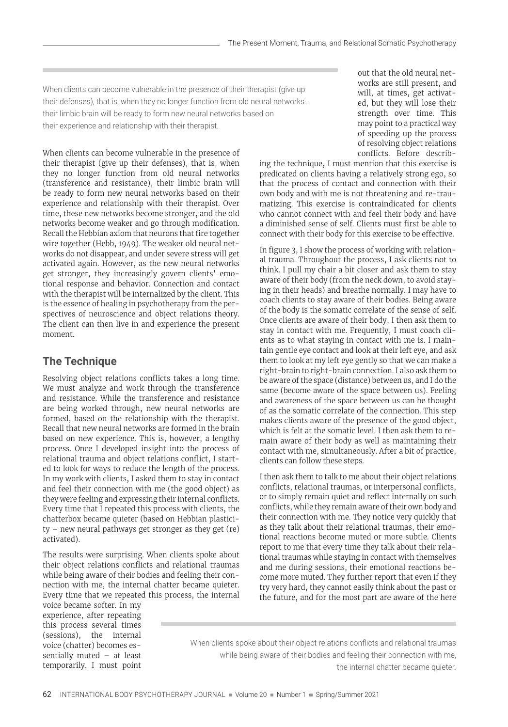> When clients can become vulnerable in the presence of their therapist (give up their defenses), that is, when they no longer function from old neural networks… their limbic brain will be ready to form new neural networks based on their experience and relationship with their therapist.

When clients can become vulnerable in the presence of their therapist (give up their defenses), that is, when they no longer function from old neural networks (transference and resistance), their limbic brain will be ready to form new neural networks based on their experience and relationship with their therapist. Over time, these new networks become stronger, and the old networks become weaker and go through modification. Recall the Hebbian axiom that neurons that fire together wire together (Hebb, 1949). The weaker old neural networks do not disappear, and under severe stress will get activated again. However, as the new neural networks get stronger, they increasingly govern clients' emotional response and behavior. Connection and contact with the therapist will be internalized by the client. This is the essence of healing in psychotherapy from the perspectives of neuroscience and object relations theory. The client can then live in and experience the present moment.

## The Technique

Resolving object relations conflicts takes a long time. We must analyze and work through the transference and resistance. While the transference and resistance are being worked through, new neural networks are formed, based on the relationship with the therapist. Recall that new neural networks are formed in the brain based on new experience. This is, however, a lengthy process. Once I developed insight into the process of relational trauma and object relations conflict, I started to look for ways to reduce the length of the process. In my work with clients, I asked them to stay in contact and feel their connection with me (the good object) as they were feeling and expressing their internal conflicts. Every time that I repeated this process with clients, the chatterbox became quieter (based on Hebbian plasticity – new neural pathways get stronger as they get (re) activated).

The results were surprising. When clients spoke about their object relations conflicts and relational traumas while being aware of their bodies and feeling their connection with me, the internal chatter became quieter. Every time that we repeated this process, the internal voice became softer. In my experience, after repeating this process several times (sessions), the internal voice (chatter) becomes essentially muted – at least temporarily. I must point out that the old neural networks are still present, and will, at times, get activated, but they will lose their strength over time. This may point to a practical way of speeding up the process of resolving object relations conflicts. Before describing the technique, I must mention that this exercise is predicated on clients having a relatively strong ego, so that the process of contact and connection with their own body and with me is not threatening and re-traumatizing. This exercise is contraindicated for clients who cannot connect with and feel their body and have a diminished sense of self. Clients must first be able to connect with their body for this exercise to be effective.

In figure 3, I show the process of working with relational trauma. Throughout the process, I ask clients not to think. I pull my chair a bit closer and ask them to stay aware of their body (from the neck down, to avoid staying in their heads) and breathe normally. I may have to coach clients to stay aware of their bodies. Being aware of the body is the somatic correlate of the sense of self. Once clients are aware of their body, I then ask them to stay in contact with me. Frequently, I must coach clients as to what staying in contact with me is. I maintain gentle eye contact and look at their left eye, and ask them to look at my left eye gently so that we can make a right-brain to right-brain connection. I also ask them to be aware of the space (distance) between us, and I do the same (become aware of the space between us). Feeling and awareness of the space between us can be thought of as the somatic correlate of the connection. This step makes clients aware of the presence of the good object, which is felt at the somatic level. I then ask them to remain aware of their body as well as maintaining their contact with me, simultaneously. After a bit of practice, clients can follow these steps.

I then ask them to talk to me about their object relations conflicts, relational traumas, or interpersonal conflicts, or to simply remain quiet and reflect internally on such conflicts, while they remain aware of their own body and their connection with me. They notice very quickly that as they talk about their relational traumas, their emotional reactions become muted or more subtle. Clients report to me that every time they talk about their relational traumas while staying in contact with themselves and me during sessions, their emotional reactions become more muted. They further report that even if they try very hard, they cannot easily think about the past or the future, and for the most part are aware of the here

> When clients spoke about their object relations conflicts and relational traumas while being aware of their bodies and feeling their connection with me, the internal chatter became quieter.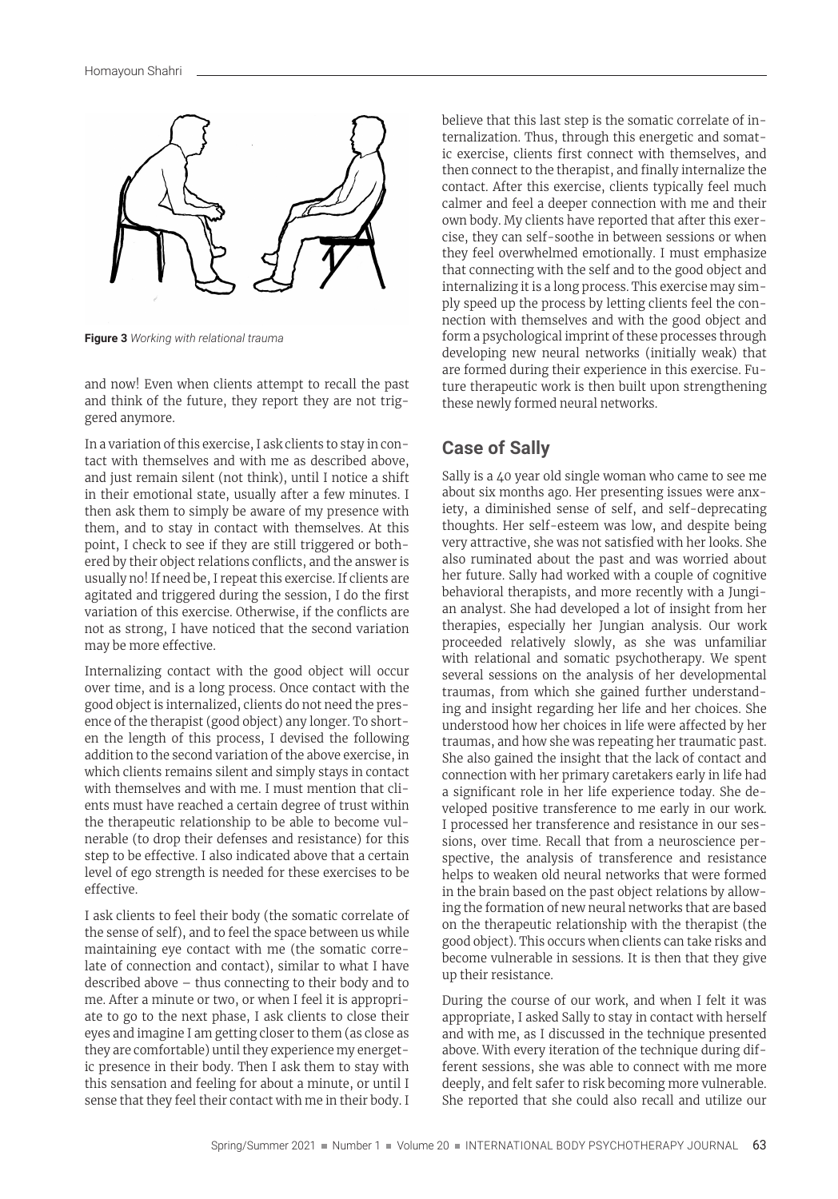**Figure 3** *Working with relational trauma*

and now! Even when clients attempt to recall the past and think of the future, they report they are not triggered anymore.

In a variation of this exercise, I ask clients to stay in contact with themselves and with me as described above, and just remain silent (not think), until I notice a shift in their emotional state, usually after a few minutes. I then ask them to simply be aware of my presence with them, and to stay in contact with themselves. At this point, I check to see if they are still triggered or bothered by their object relations conflicts, and the answer is usually no! If need be, I repeat this exercise. If clients are agitated and triggered during the session, I do the first variation of this exercise. Otherwise, if the conflicts are not as strong, I have noticed that the second variation may be more effective.

Internalizing contact with the good object will occur over time, and is a long process. Once contact with the good object is internalized, clients do not need the presence of the therapist (good object) any longer. To shorten the length of this process, I devised the following addition to the second variation of the above exercise, in which clients remains silent and simply stays in contact with themselves and with me. I must mention that clients must have reached a certain degree of trust within the therapeutic relationship to be able to become vulnerable (to drop their defenses and resistance) for this step to be effective. I also indicated above that a certain level of ego strength is needed for these exercises to be effective.

I ask clients to feel their body (the somatic correlate of the sense of self), and to feel the space between us while maintaining eye contact with me (the somatic correlate of connection and contact), similar to what I have described above – thus connecting to their body and to me. After a minute or two, or when I feel it is appropriate to go to the next phase, I ask clients to close their eyes and imagine I am getting closer to them (as close as they are comfortable) until they experience my energetic presence in their body. Then I ask them to stay with this sensation and feeling for about a minute, or until I sense that they feel their contact with me in their body. I believe that this last step is the somatic correlate of internalization. Thus, through this energetic and somatic exercise, clients first connect with themselves, and then connect to the therapist, and finally internalize the contact. After this exercise, clients typically feel much calmer and feel a deeper connection with me and their own body. My clients have reported that after this exercise, they can self-soothe in between sessions or when they feel overwhelmed emotionally. I must emphasize that connecting with the self and to the good object and internalizing it is a long process. This exercise may simply speed up the process by letting clients feel the connection with themselves and with the good object and form a psychological imprint of these processes through developing new neural networks (initially weak) that are formed during their experience in this exercise. Future therapeutic work is then built upon strengthening these newly formed neural networks.

## Case of Sally

Sally is a 40 year old single woman who came to see me about six months ago. Her presenting issues were anxiety, a diminished sense of self, and self-deprecating thoughts. Her self-esteem was low, and despite being very attractive, she was not satisfied with her looks. She also ruminated about the past and was worried about her future. Sally had worked with a couple of cognitive behavioral therapists, and more recently with a Jungian analyst. She had developed a lot of insight from her therapies, especially her Jungian analysis. Our work proceeded relatively slowly, as she was unfamiliar with relational and somatic psychotherapy. We spent several sessions on the analysis of her developmental traumas, from which she gained further understanding and insight regarding her life and her choices. She understood how her choices in life were affected by her traumas, and how she was repeating her traumatic past. She also gained the insight that the lack of contact and connection with her primary caretakers early in life had a significant role in her life experience today. She developed positive transference to me early in our work. I processed her transference and resistance in our sessions, over time. Recall that from a neuroscience perspective, the analysis of transference and resistance helps to weaken old neural networks that were formed in the brain based on the past object relations by allowing the formation of new neural networks that are based on the therapeutic relationship with the therapist (the good object). This occurs when clients can take risks and become vulnerable in sessions. It is then that they give up their resistance.

During the course of our work, and when I felt it was appropriate, I asked Sally to stay in contact with herself and with me, as I discussed in the technique presented above. With every iteration of the technique during different sessions, she was able to connect with me more deeply, and felt safer to risk becoming more vulnerable. She reported that she could also recall and utilize our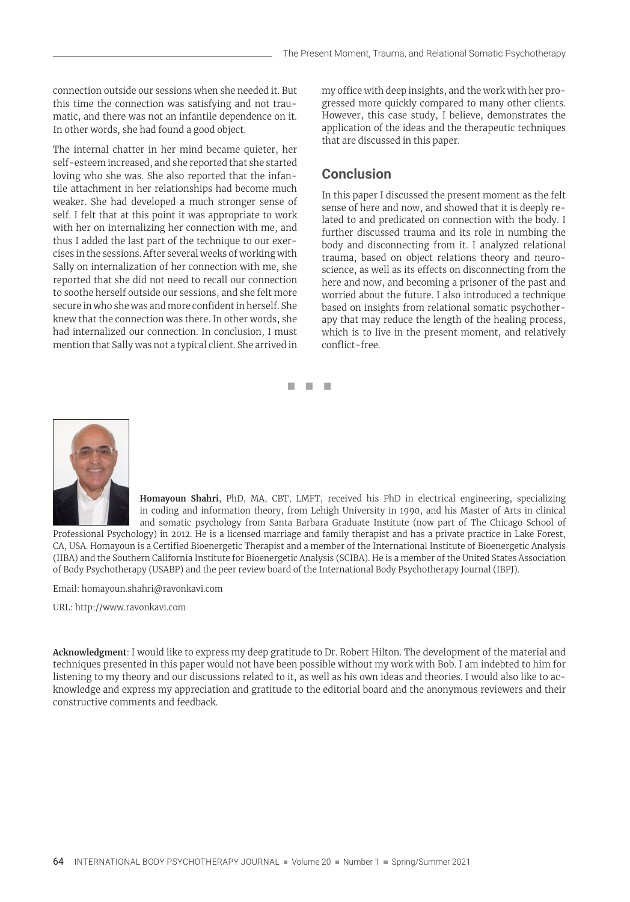connection outside our sessions when she needed it. But this time the connection was satisfying and not traumatic, and there was not an infantile dependence on it. In other words, she had found a good object.

The internal chatter in her mind became quieter, her self-esteem increased, and she reported that she started loving who she was. She also reported that the infantile attachment in her relationships had become much weaker. She had developed a much stronger sense of self. I felt that at this point it was appropriate to work with her on internalizing her connection with me, and thus I added the last part of the technique to our exercises in the sessions. After several weeks of working with Sally on internalization of her connection with me, she reported that she did not need to recall our connection to soothe herself outside our sessions, and she felt more secure in who she was and more confident in herself. She knew that the connection was there. In other words, she had internalized our connection. In conclusion, I must mention that Sally was not a typical client. She arrived in my office with deep insights, and the work with her progressed more quickly compared to many other clients. However, this case study, I believe, demonstrates the application of the ideas and the therapeutic techniques that are discussed in this paper.

## Conclusion

In this paper I discussed the present moment as the felt sense of here and now, and showed that it is deeply related to and predicated on connection with the body. I further discussed trauma and its role in numbing the body and disconnecting from it. I analyzed relational trauma, based on object relations theory and neuroscience, as well as its effects on disconnecting from the here and now, and becoming a prisoner of the past and worried about the future. I also introduced a technique based on insights from relational somatic psychotherapy that may reduce the length of the healing process, which is to live in the present moment, and relatively conflict-free.

■ ■ ■

**Homayoun Shahri**, PhD, MA, CBT, LMFT, received his PhD in electrical engineering, specializing in coding and information theory, from Lehigh University in 1990, and his Master of Arts in clinical and somatic psychology from Santa Barbara Graduate Institute (now part of The Chicago School of Professional Psychology) in 2012. He is a licensed marriage and family therapist and has a private practice in Lake Forest, CA, USA. Homayoun is a Certified Bioenergetic Therapist and a member of the International Institute of Bioenergetic Analysis (IIBA) and the Southern California Institute for Bioenergetic Analysis (SCIBA). He is a member of the United States Association of Body Psychotherapy (USABP) and the peer review board of the International Body Psychotherapy Journal (IBPJ).

Email: homayoun.shahri@ravonkavi.com

URL: http://www.ravonkavi.com

**Acknowledgment**: I would like to express my deep gratitude to Dr. Robert Hilton. The development of the material and techniques presented in this paper would not have been possible without my work with Bob. I am indebted to him for listening to my theory and our discussions related to it, as well as his own ideas and theories. I would also like to acknowledge and express my appreciation and gratitude to the editorial board and the anonymous reviewers and their constructive comments and feedback.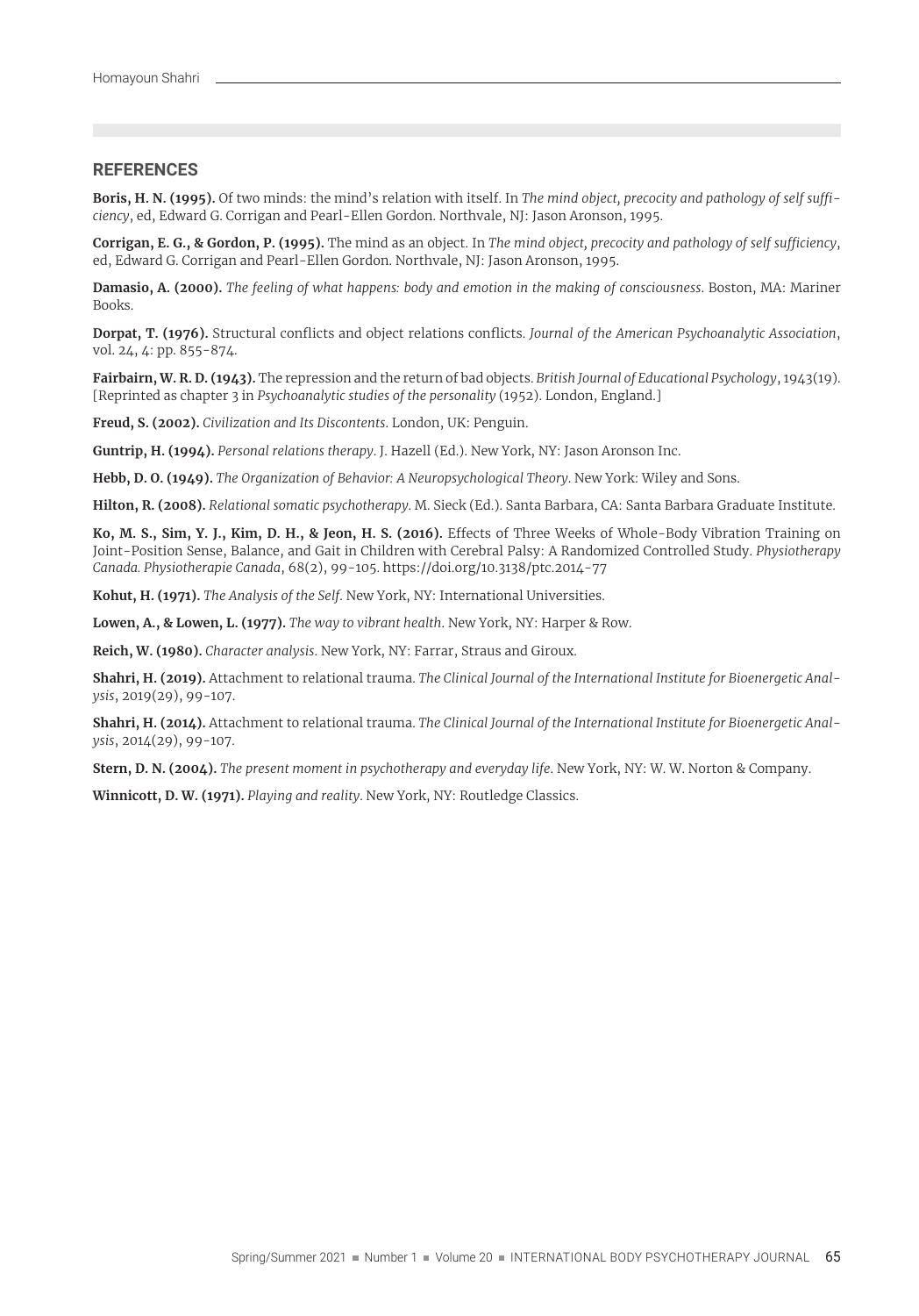## REFERENCES

**Boris, H. N. (1995).** Of two minds: the mind's relation with itself. In *The mind object, precocity and pathology of self sufficiency*, ed, Edward G. Corrigan and Pearl-Ellen Gordon. Northvale, NJ: Jason Aronson, 1995.

**Corrigan, E. G., & Gordon, P. (1995).** The mind as an object. In *The mind object, precocity and pathology of self sufficiency*, ed, Edward G. Corrigan and Pearl-Ellen Gordon. Northvale, NJ: Jason Aronson, 1995.

**Damasio, A. (2000).** *The feeling of what happens: body and emotion in the making of consciousness*. Boston, MA: Mariner Books.

**Dorpat, T. (1976).** Structural conflicts and object relations conflicts. *Journal of the American Psychoanalytic Association*, vol. 24, 4: pp. 855-874.

**Fairbairn, W. R. D. (1943).** The repression and the return of bad objects. *British Journal of Educational Psychology*, 1943(19). [Reprinted as chapter 3 in *Psychoanalytic studies of the personality* (1952). London, England.]

**Freud, S. (2002).** *Civilization and Its Discontents*. London, UK: Penguin.

**Guntrip, H. (1994).** *Personal relations therapy*. J. Hazell (Ed.). New York, NY: Jason Aronson Inc.

**Hebb, D. O. (1949).** *The Organization of Behavior: A Neuropsychological Theory*. New York: Wiley and Sons.

**Hilton, R. (2008).** *Relational somatic psychotherapy*. M. Sieck (Ed.). Santa Barbara, CA: Santa Barbara Graduate Institute.

**Ko, M. S., Sim, Y. J., Kim, D. H., & Jeon, H. S. (2016).** Effects of Three Weeks of Whole-Body Vibration Training on Joint-Position Sense, Balance, and Gait in Children with Cerebral Palsy: A Randomized Controlled Study. *Physiotherapy Canada. Physiotherapie Canada*, 68(2), 99-105. https://doi.org/10.3138/ptc.2014-77

**Kohut, H. (1971).** *The Analysis of the Self*. New York, NY: International Universities.

**Lowen, A., & Lowen, L. (1977).** *The way to vibrant health*. New York, NY: Harper & Row.

**Reich, W. (1980).** *Character analysis*. New York, NY: Farrar, Straus and Giroux.

**Shahri, H. (2019).** Attachment to relational trauma. *The Clinical Journal of the International Institute for Bioenergetic Analysis*, 2019(29), 99-107.

**Shahri, H. (2014).** Attachment to relational trauma. *The Clinical Journal of the International Institute for Bioenergetic Analysis*, 2014(29), 99-107.

**Stern, D. N. (2004).** *The present moment in psychotherapy and everyday life*. New York, NY: W. W. Norton & Company.

**Winnicott, D. W. (1971).** *Playing and reality*. New York, NY: Routledge Classics.